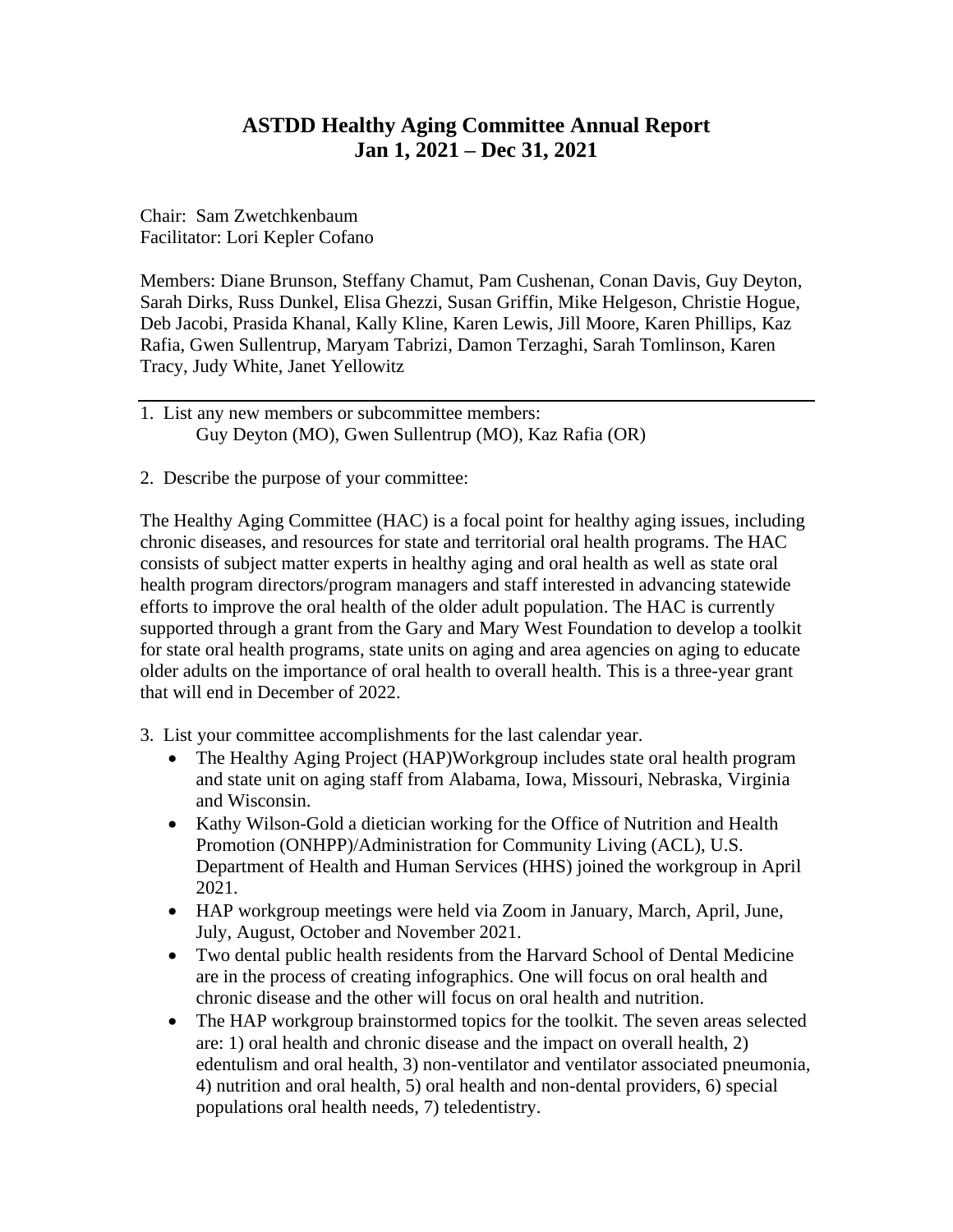# ASTDD Healthy Aging Committee Annual Report
# Jan 1, 2021 – Dec 31, 2021

Chair: Sam Zwetchkenbaum
Facilitator: Lori Kepler Cofano

Members: Diane Brunson, Steffany Chamut, Pam Cushenan, Conan Davis, Guy Deyton, Sarah Dirks, Russ Dunkel, Elisa Ghezzi, Susan Griffin, Mike Helgeson, Christie Hogue, Deb Jacobi, Prasida Khanal, Kally Kline, Karen Lewis, Jill Moore, Karen Phillips, Kaz Rafia, Gwen Sullentrup, Maryam Tabrizi, Damon Terzaghi, Sarah Tomlinson, Karen Tracy, Judy White, Janet Yellowitz

---

1. List any new members or subcommittee members:
   Guy Deyton (MO), Gwen Sullentrup (MO), Kaz Rafia (OR)

2. Describe the purpose of your committee:

The Healthy Aging Committee (HAC) is a focal point for healthy aging issues, including chronic diseases, and resources for state and territorial oral health programs. The HAC consists of subject matter experts in healthy aging and oral health as well as state oral health program directors/program managers and staff interested in advancing statewide efforts to improve the oral health of the older adult population. The HAC is currently supported through a grant from the Gary and Mary West Foundation to develop a toolkit for state oral health programs, state units on aging and area agencies on aging to educate older adults on the importance of oral health to overall health. This is a three-year grant that will end in December of 2022.

3. List your committee accomplishments for the last calendar year.
   - The Healthy Aging Project (HAP)Workgroup includes state oral health program and state unit on aging staff from Alabama, Iowa, Missouri, Nebraska, Virginia and Wisconsin.
   - Kathy Wilson-Gold a dietician working for the Office of Nutrition and Health Promotion (ONHPP)/Administration for Community Living (ACL), U.S. Department of Health and Human Services (HHS) joined the workgroup in April 2021.
   - HAP workgroup meetings were held via Zoom in January, March, April, June, July, August, October and November 2021.
   - Two dental public health residents from the Harvard School of Dental Medicine are in the process of creating infographics. One will focus on oral health and chronic disease and the other will focus on oral health and nutrition.
   - The HAP workgroup brainstormed topics for the toolkit. The seven areas selected are: 1) oral health and chronic disease and the impact on overall health, 2) edentulism and oral health, 3) non-ventilator and ventilator associated pneumonia, 4) nutrition and oral health, 5) oral health and non-dental providers, 6) special populations oral health needs, 7) teledentistry.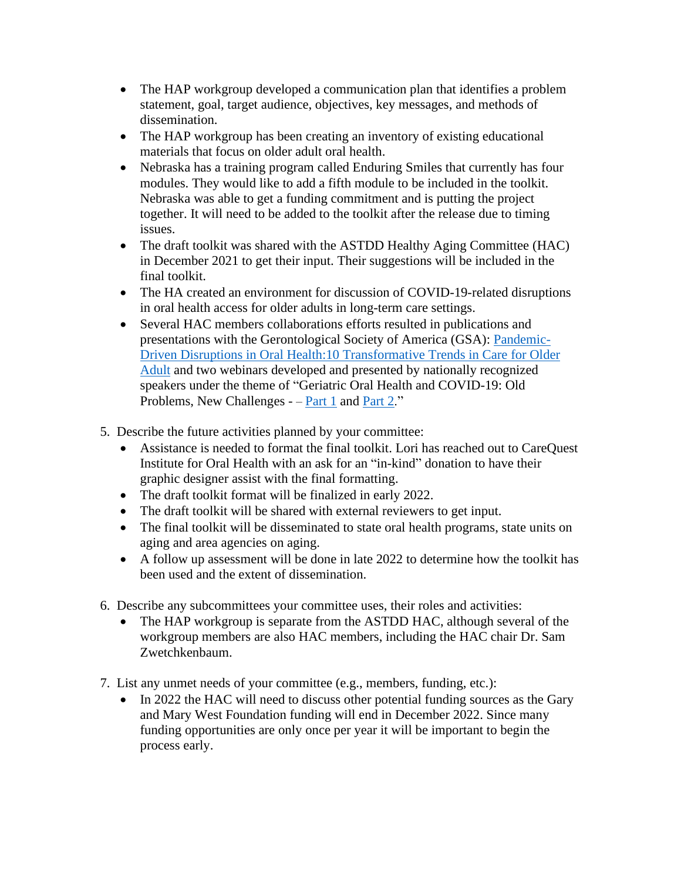- The HAP workgroup developed a communication plan that identifies a problem statement, goal, target audience, objectives, key messages, and methods of dissemination.
- The HAP workgroup has been creating an inventory of existing educational materials that focus on older adult oral health.
- Nebraska has a training program called Enduring Smiles that currently has four modules. They would like to add a fifth module to be included in the toolkit. Nebraska was able to get a funding commitment and is putting the project together. It will need to be added to the toolkit after the release due to timing issues.
- The draft toolkit was shared with the ASTDD Healthy Aging Committee (HAC) in December 2021 to get their input. Their suggestions will be included in the final toolkit.
- The HA created an environment for discussion of COVID-19-related disruptions in oral health access for older adults in long-term care settings.
- Several HAC members collaborations efforts resulted in publications and presentations with the Gerontological Society of America (GSA): [Pandemic-Driven Disruptions in Oral Health:10 Transformative Trends in Care for Older Adult]() and two webinars developed and presented by nationally recognized speakers under the theme of "Geriatric Oral Health and COVID-19: Old Problems, New Challenges - – [Part 1]() and [Part 2]()."

5. Describe the future activities planned by your committee:
   - Assistance is needed to format the final toolkit. Lori has reached out to CareQuest Institute for Oral Health with an ask for an "in-kind" donation to have their graphic designer assist with the final formatting.
   - The draft toolkit format will be finalized in early 2022.
   - The draft toolkit will be shared with external reviewers to get input.
   - The final toolkit will be disseminated to state oral health programs, state units on aging and area agencies on aging.
   - A follow up assessment will be done in late 2022 to determine how the toolkit has been used and the extent of dissemination.

6. Describe any subcommittees your committee uses, their roles and activities:
   - The HAP workgroup is separate from the ASTDD HAC, although several of the workgroup members are also HAC members, including the HAC chair Dr. Sam Zwetchkenbaum.

7. List any unmet needs of your committee (e.g., members, funding, etc.):
   - In 2022 the HAC will need to discuss other potential funding sources as the Gary and Mary West Foundation funding will end in December 2022. Since many funding opportunities are only once per year it will be important to begin the process early.